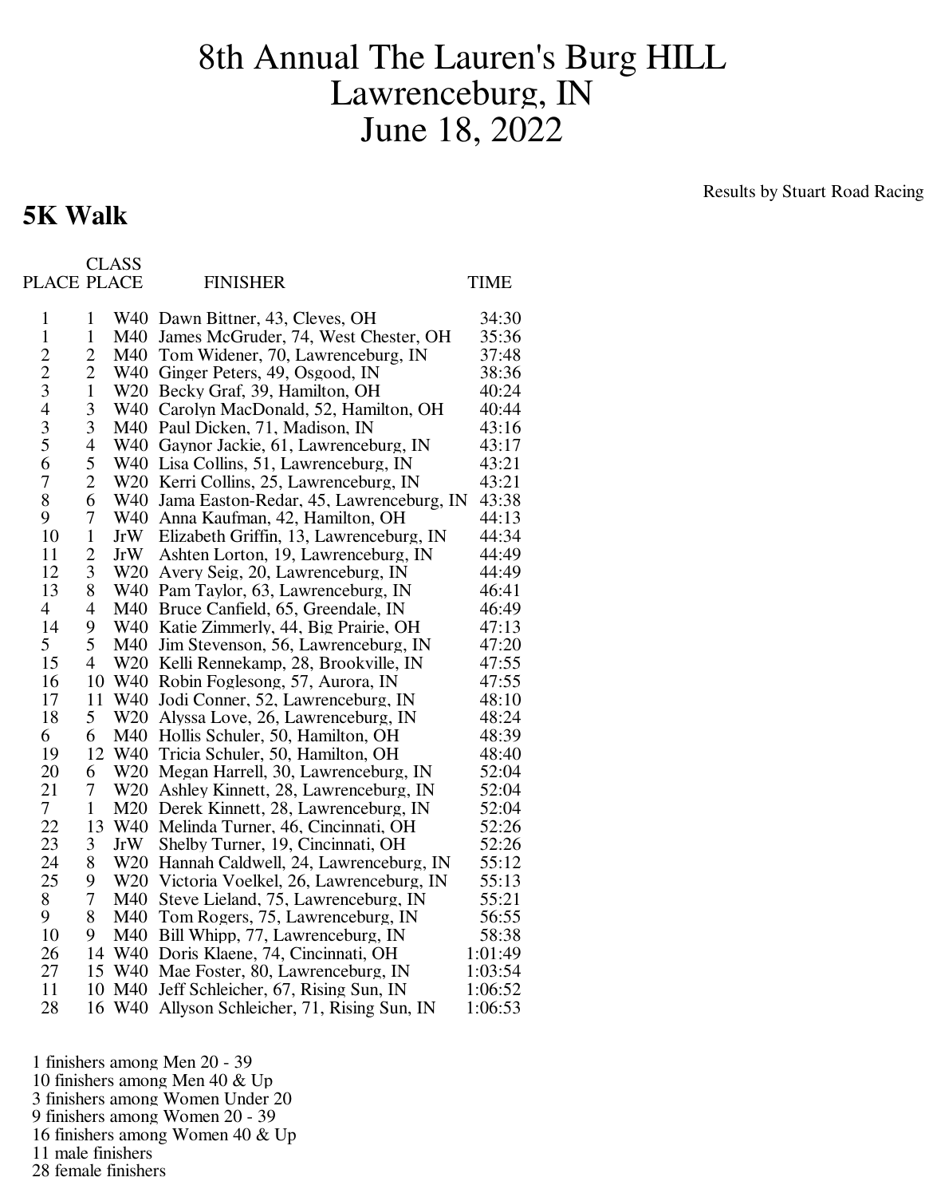# 8th Annual The Lauren's Burg HILL
# Lawrenceburg, IN
# June 18, 2022

Results by Stuart Road Racing

## 5K Walk

| PLACE | CLASS PLACE | | FINISHER | TIME |
|---|---|---|---|---|
| 1 | 1 | W40 | Dawn Bittner, 43, Cleves, OH | 34:30 |
| 1 | 1 | M40 | James McGruder, 74, West Chester, OH | 35:36 |
| 2 | 2 | M40 | Tom Widener, 70, Lawrenceburg, IN | 37:48 |
| 2 | 2 | W40 | Ginger Peters, 49, Osgood, IN | 38:36 |
| 3 | 1 | W20 | Becky Graf, 39, Hamilton, OH | 40:24 |
| 4 | 3 | W40 | Carolyn MacDonald, 52, Hamilton, OH | 40:44 |
| 3 | 3 | M40 | Paul Dicken, 71, Madison, IN | 43:16 |
| 5 | 4 | W40 | Gaynor Jackie, 61, Lawrenceburg, IN | 43:17 |
| 6 | 5 | W40 | Lisa Collins, 51, Lawrenceburg, IN | 43:21 |
| 7 | 2 | W20 | Kerri Collins, 25, Lawrenceburg, IN | 43:21 |
| 8 | 6 | W40 | Jama Easton-Redar, 45, Lawrenceburg, IN | 43:38 |
| 9 | 7 | W40 | Anna Kaufman, 42, Hamilton, OH | 44:13 |
| 10 | 1 | JrW | Elizabeth Griffin, 13, Lawrenceburg, IN | 44:34 |
| 11 | 2 | JrW | Ashten Lorton, 19, Lawrenceburg, IN | 44:49 |
| 12 | 3 | W20 | Avery Seig, 20, Lawrenceburg, IN | 44:49 |
| 13 | 8 | W40 | Pam Taylor, 63, Lawrenceburg, IN | 46:41 |
| 4 | 4 | M40 | Bruce Canfield, 65, Greendale, IN | 46:49 |
| 14 | 9 | W40 | Katie Zimmerly, 44, Big Prairie, OH | 47:13 |
| 5 | 5 | M40 | Jim Stevenson, 56, Lawrenceburg, IN | 47:20 |
| 15 | 4 | W20 | Kelli Rennekamp, 28, Brookville, IN | 47:55 |
| 16 | 10 | W40 | Robin Foglesong, 57, Aurora, IN | 47:55 |
| 17 | 11 | W40 | Jodi Conner, 52, Lawrenceburg, IN | 48:10 |
| 18 | 5 | W20 | Alyssa Love, 26, Lawrenceburg, IN | 48:24 |
| 6 | 6 | M40 | Hollis Schuler, 50, Hamilton, OH | 48:39 |
| 19 | 12 | W40 | Tricia Schuler, 50, Hamilton, OH | 48:40 |
| 20 | 6 | W20 | Megan Harrell, 30, Lawrenceburg, IN | 52:04 |
| 21 | 7 | W20 | Ashley Kinnett, 28, Lawrenceburg, IN | 52:04 |
| 7 | 1 | M20 | Derek Kinnett, 28, Lawrenceburg, IN | 52:04 |
| 22 | 13 | W40 | Melinda Turner, 46, Cincinnati, OH | 52:26 |
| 23 | 3 | JrW | Shelby Turner, 19, Cincinnati, OH | 52:26 |
| 24 | 8 | W20 | Hannah Caldwell, 24, Lawrenceburg, IN | 55:12 |
| 25 | 9 | W20 | Victoria Voelkel, 26, Lawrenceburg, IN | 55:13 |
| 8 | 7 | M40 | Steve Lieland, 75, Lawrenceburg, IN | 55:21 |
| 9 | 8 | M40 | Tom Rogers, 75, Lawrenceburg, IN | 56:55 |
| 10 | 9 | M40 | Bill Whipp, 77, Lawrenceburg, IN | 58:38 |
| 26 | 14 | W40 | Doris Klaene, 74, Cincinnati, OH | 1:01:49 |
| 27 | 15 | W40 | Mae Foster, 80, Lawrenceburg, IN | 1:03:54 |
| 11 | 10 | M40 | Jeff Schleicher, 67, Rising Sun, IN | 1:06:52 |
| 28 | 16 | W40 | Allyson Schleicher, 71, Rising Sun, IN | 1:06:53 |

1 finishers among Men 20 - 39
10 finishers among Men 40 & Up
3 finishers among Women Under 20
9 finishers among Women 20 - 39
16 finishers among Women 40 & Up
11 male finishers
28 female finishers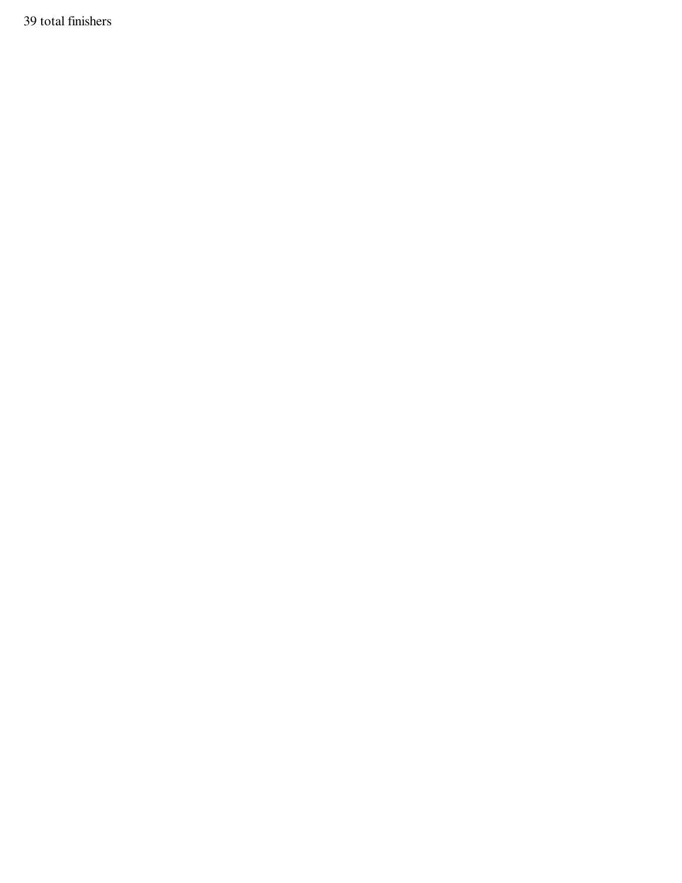39 total finishers